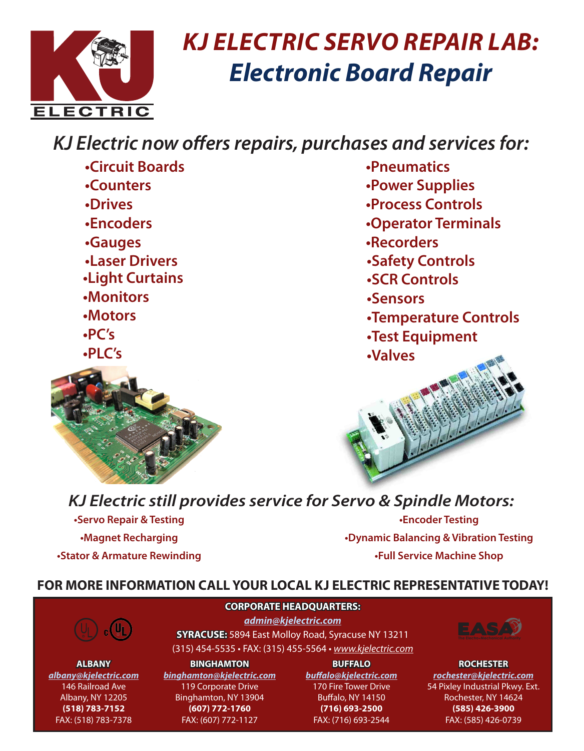# KJ ELECTRIC SERVO REPAIR LAB: Electronic Board Repair

## *KJ Electric now offers repairs, purchases and services for:*

- Circuit Boards
- Counters
- Drives
- Encoders
- Gauges
- Laser Drivers
- Light Curtains
- Monitors
- Motors
- PC's
- PLC's
- Pneumatics
- Power Supplies
- Process Controls
- Operator Terminals
- Recorders
- Safety Controls
- SCR Controls
- Sensors
- Temperature Controls
- Test Equipment
- Valves

## *KJ Electric still provides service for Servo & Spindle Motors:*

- Servo Repair & Testing
- Magnet Recharging
- Stator & Armature Rewinding
- Encoder Testing
- Dynamic Balancing & Vibration Testing
- Full Service Machine Shop

**FOR MORE INFORMATION CALL YOUR LOCAL KJ ELECTRIC REPRESENTATIVE TODAY!**

**CORPORATE HEADQUARTERS:**
*admin@kjelectric.com*
**SYRACUSE:** 5894 East Molloy Road, Syracuse NY 13211
(315) 454-5535 • FAX: (315) 455-5564 • *www.kjelectric.com*

**ALBANY**
*albany@kjelectric.com*
146 Railroad Ave
Albany, NY 12205
**(518) 783-7152**
FAX: (518) 783-7378

**BINGHAMTON**
*binghamton@kjelectric.com*
119 Corporate Drive
Binghamton, NY 13904
**(607) 772-1760**
FAX: (607) 772-1127

**BUFFALO**
*buffalo@kjelectric.com*
170 Fire Tower Drive
Buffalo, NY 14150
**(716) 693-2500**
FAX: (716) 693-2544

**ROCHESTER**
*rochester@kjelectric.com*
54 Pixley Industrial Pkwy. Ext.
Rochester, NY 14624
**(585) 426-3900**
FAX: (585) 426-0739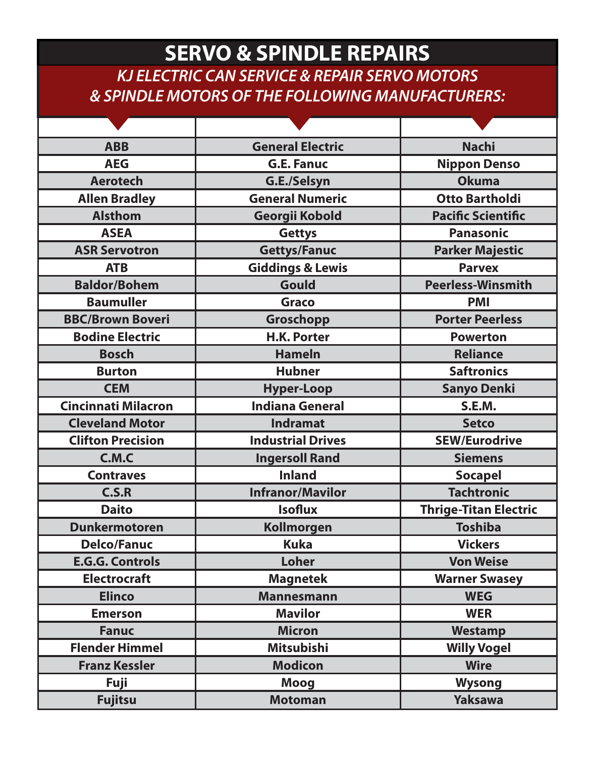# SERVO & SPINDLE REPAIRS

## *KJ ELECTRIC CAN SERVICE & REPAIR SERVO MOTORS & SPINDLE MOTORS OF THE FOLLOWING MANUFACTURERS:*

| | | |
|---|---|---|
| ABB | General Electric | Nachi |
| AEG | G.E. Fanuc | Nippon Denso |
| Aerotech | G.E./Selsyn | Okuma |
| Allen Bradley | General Numeric | Otto Bartholdi |
| Alsthom | Georgii Kobold | Pacific Scientific |
| ASEA | Gettys | Panasonic |
| ASR Servotron | Gettys/Fanuc | Parker Majestic |
| ATB | Giddings & Lewis | Parvex |
| Baldor/Bohem | Gould | Peerless-Winsmith |
| Baumuller | Graco | PMI |
| BBC/Brown Boveri | Groschopp | Porter Peerless |
| Bodine Electric | H.K. Porter | Powerton |
| Bosch | Hameln | Reliance |
| Burton | Hubner | Saftronics |
| CEM | Hyper-Loop | Sanyo Denki |
| Cincinnati Milacron | Indiana General | S.E.M. |
| Cleveland Motor | Indramat | Setco |
| Clifton Precision | Industrial Drives | SEW/Eurodrive |
| C.M.C | Ingersoll Rand | Siemens |
| Contraves | Inland | Socapel |
| C.S.R | Infranor/Mavilor | Tachtronic |
| Daito | Isoflux | Thrige-Titan Electric |
| Dunkermotoren | Kollmorgen | Toshiba |
| Delco/Fanuc | Kuka | Vickers |
| E.G.G. Controls | Loher | Von Weise |
| Electrocraft | Magnetek | Warner Swasey |
| Elinco | Mannesmann | WEG |
| Emerson | Mavilor | WER |
| Fanuc | Micron | Westamp |
| Flender Himmel | Mitsubishi | Willy Vogel |
| Franz Kessler | Modicon | Wire |
| Fuji | Moog | Wysong |
| Fujitsu | Motoman | Yaksawa |